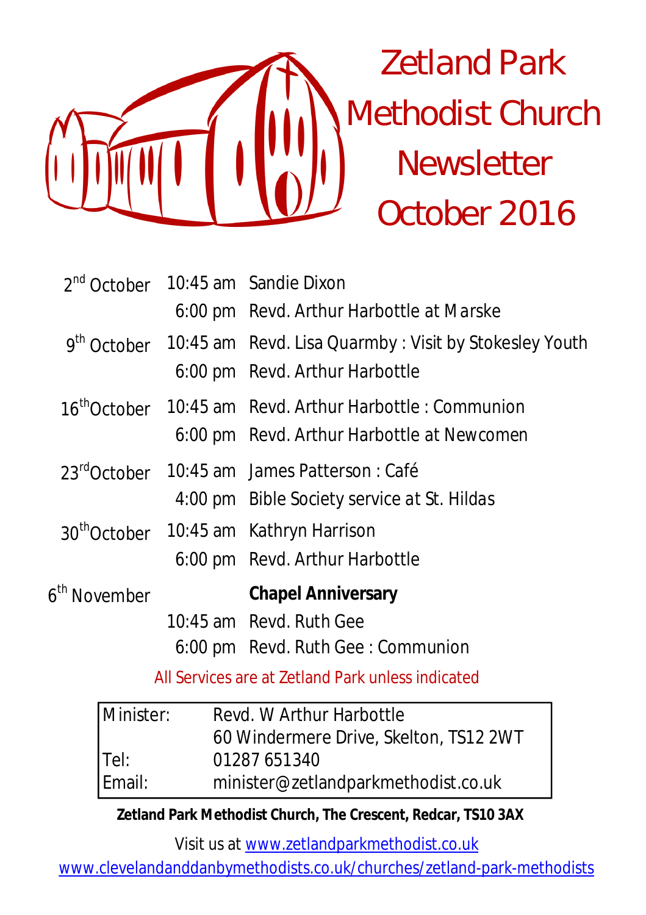# Zetland Park Methodist Church Newsletter October 2016

| | | |
|---|---|---|
| 2nd October | 10:45 am | Sandie Dixon |
| | 6:00 pm | Revd. Arthur Harbottle at Marske |
| 9th October | 10:45 am | Revd. Lisa Quarmby : Visit by Stokesley Youth |
| | 6:00 pm | Revd. Arthur Harbottle |
| 16th October | 10:45 am | Revd. Arthur Harbottle : Communion |
| | 6:00 pm | Revd. Arthur Harbottle at Newcomen |
| 23rd October | 10:45 am | James Patterson : Café |
| | 4:00 pm | Bible Society service at St. Hildas |
| 30th October | 10:45 am | Kathryn Harrison |
| | 6:00 pm | Revd. Arthur Harbottle |
| 6th November | | **Chapel Anniversary** |
| | 10:45 am | Revd. Ruth Gee |
| | 6:00 pm | Revd. Ruth Gee : Communion |

All Services are at Zetland Park unless indicated

| | |
|---|---|
| Minister: | Revd. W Arthur Harbottle<br>60 Windermere Drive, Skelton, TS12 2WT |
| Tel: | 01287 651340 |
| Email: | minister@zetlandparkmethodist.co.uk |

**Zetland Park Methodist Church, The Crescent, Redcar, TS10 3AX**

Visit us at www.zetlandparkmethodist.co.uk

www.clevelandanddanbymethodists.co.uk/churches/zetland-park-methodists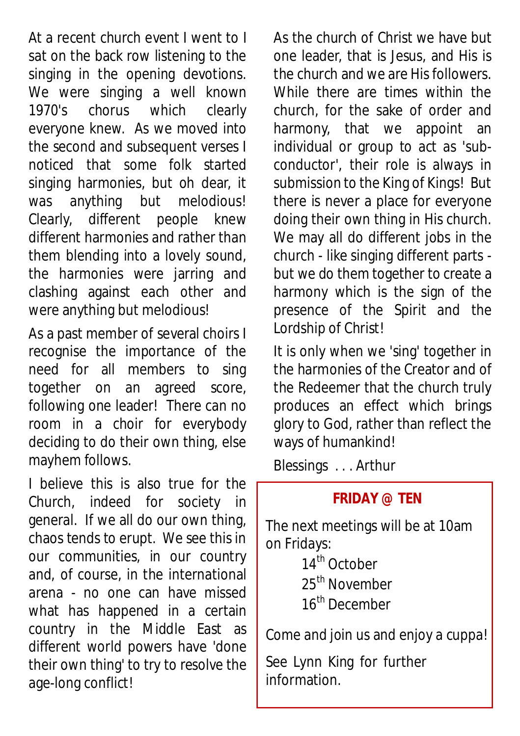At a recent church event I went to I sat on the back row listening to the singing in the opening devotions. We were singing a well known 1970's chorus which clearly everyone knew. As we moved into the second and subsequent verses I noticed that some folk started singing harmonies, but oh dear, it was anything but melodious! Clearly, different people knew different harmonies and rather than them blending into a lovely sound, the harmonies were jarring and clashing against each other and were anything but melodious!

As a past member of several choirs I recognise the importance of the need for all members to sing together on an agreed score, following one leader! There can no room in a choir for everybody deciding to do their own thing, else mayhem follows.

I believe this is also true for the Church, indeed for society in general. If we all do our own thing, chaos tends to erupt. We see this in our communities, in our country and, of course, in the international arena - no one can have missed what has happened in a certain country in the Middle East as different world powers have 'done their own thing' to try to resolve the age-long conflict!

As the church of Christ we have but one leader, that is Jesus, and His is the church and we are His followers. While there are times within the church, for the sake of order and harmony, that we appoint an individual or group to act as 'sub-conductor', their role is always in submission to the King of Kings! But there is never a place for everyone doing their own thing in His church. We may all do different jobs in the church - like singing different parts - but we do them together to create a harmony which is the sign of the presence of the Spirit and the Lordship of Christ!

It is only when we 'sing' together in the harmonies of the Creator and of the Redeemer that the church truly produces an effect which brings glory to God, rather than reflect the ways of humankind!

Blessings . . . Arthur

**FRIDAY @ TEN**

The next meetings will be at 10am on Fridays:

14th October
25th November
16th December

Come and join us and enjoy a cuppa!

See Lynn King for further information.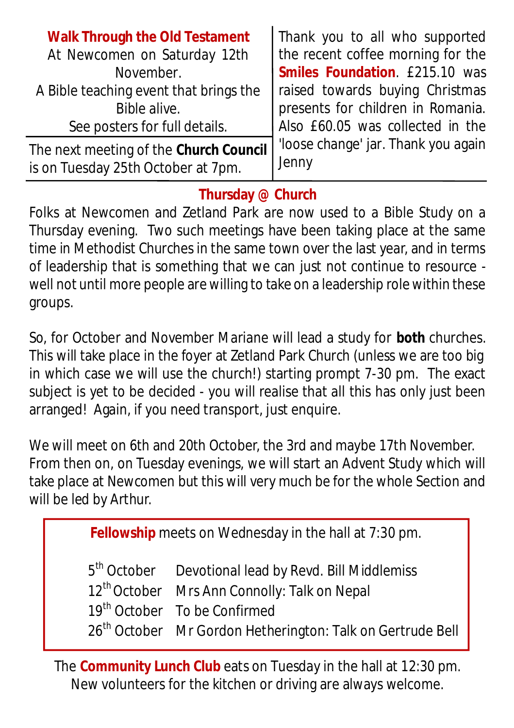## Walk Through the Old Testament

At Newcomen on Saturday 12th November.
A Bible teaching event that brings the Bible alive.
See posters for full details.

The next meeting of the **Church Council** is on Tuesday 25th October at 7pm.

Thank you to all who supported the recent coffee morning for the **Smiles Foundation**. £215.10 was raised towards buying Christmas presents for children in Romania. Also £60.05 was collected in the 'loose change' jar. Thank you again Jenny

## Thursday @ Church

Folks at Newcomen and Zetland Park are now used to a Bible Study on a Thursday evening. Two such meetings have been taking place at the same time in Methodist Churches in the same town over the last year, and in terms of leadership that is something that we can just not continue to resource - well not until more people are willing to take on a leadership role within these groups.

So, for October and November Mariane will lead a study for **both** churches. This will take place in the foyer at Zetland Park Church (unless we are too big in which case we will use the church!) starting prompt 7-30 pm. The exact subject is yet to be decided - you will realise that all this has only just been arranged! Again, if you need transport, just enquire.

We will meet on 6th and 20th October, the 3rd and maybe 17th November. From then on, on Tuesday evenings, we will start an Advent Study which will take place at Newcomen but this will very much be for the whole Section and will be led by Arthur.

**Fellowship** meets on Wednesday in the hall at 7:30 pm.

| | |
|---|---|
| 5th October | Devotional lead by Revd. Bill Middlemiss |
| 12th October | Mrs Ann Connolly: Talk on Nepal |
| 19th October | To be Confirmed |
| 26th October | Mr Gordon Hetherington: Talk on Gertrude Bell |

The **Community Lunch Club** eats on Tuesday in the hall at 12:30 pm.
New volunteers for the kitchen or driving are always welcome.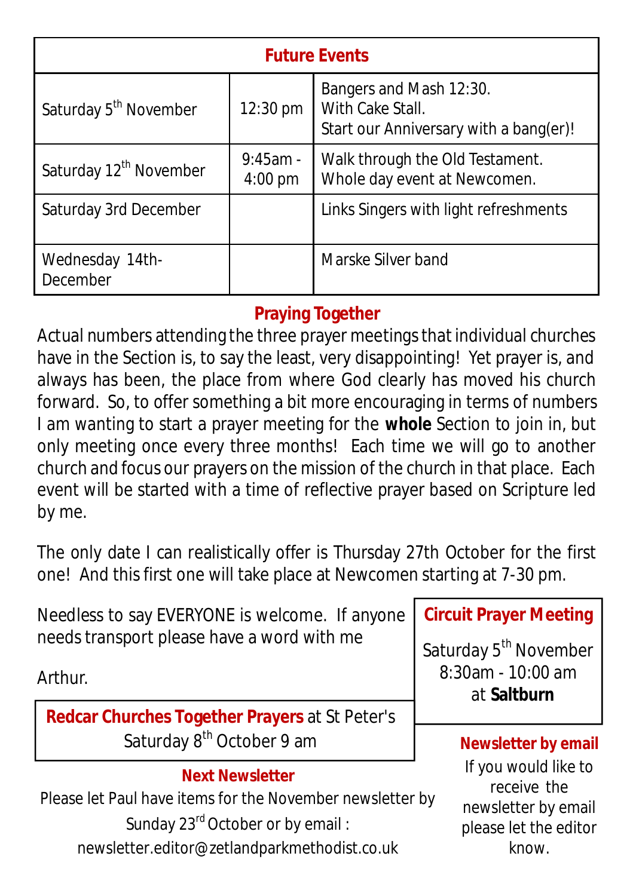| Future Events | | |
|---|---|---|
| Saturday 5th November | 12:30 pm | Bangers and Mash 12:30. With Cake Stall. Start our Anniversary with a bang(er)! |
| Saturday 12th November | 9:45am - 4:00 pm | Walk through the Old Testament. Whole day event at Newcomen. |
| Saturday 3rd December | | Links Singers with light refreshments |
| Wednesday 14th-December | | Marske Silver band |

## Praying Together

Actual numbers attending the three prayer meetings that individual churches have in the Section is, to say the least, very disappointing! Yet prayer is, and always has been, the place from where God clearly has moved his church forward. So, to offer something a bit more encouraging in terms of numbers I am wanting to start a prayer meeting for the **whole** Section to join in, but only meeting once every three months! Each time we will go to another church and focus our prayers on the mission of the church in that place. Each event will be started with a time of reflective prayer based on Scripture led by me.

The only date I can realistically offer is Thursday 27th October for the first one! And this first one will take place at Newcomen starting at 7-30 pm.

Needless to say EVERYONE is welcome. If anyone needs transport please have a word with me

Arthur.

## Circuit Prayer Meeting

Saturday 5th November
8:30am - 10:00 am
at **Saltburn**

**Redcar Churches Together Prayers** at St Peter's
Saturday 8th October 9 am

## Next Newsletter

Please let Paul have items for the November newsletter by Sunday 23rd October or by email :
newsletter.editor@zetlandparkmethodist.co.uk

## Newsletter by email

If you would like to receive the newsletter by email please let the editor know.